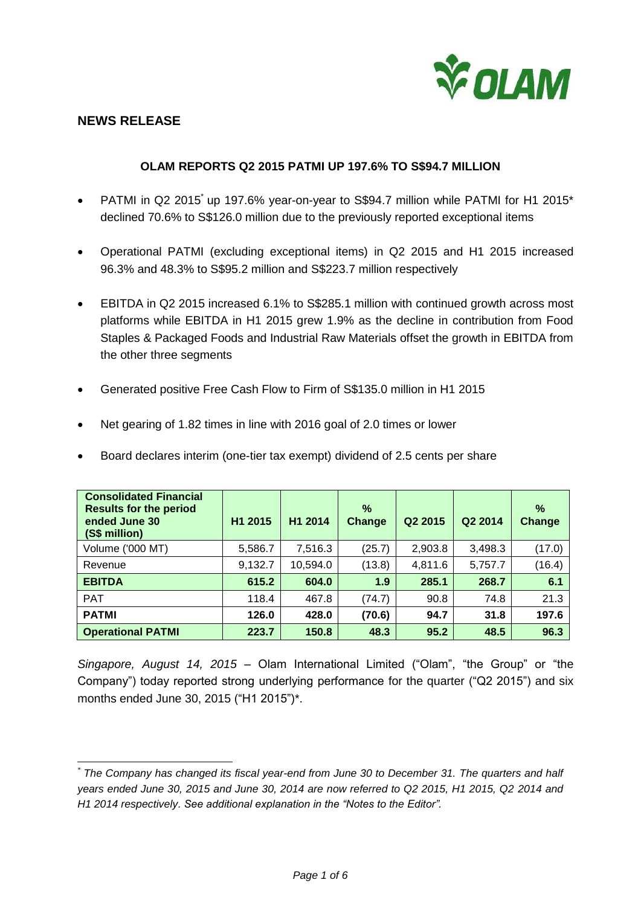## NEWS RELEASE

### OLAM REPORTS Q2 2015 PATMI UP 197.6% TO S$94.7 MILLION

- PATMI in Q2 2015* up 197.6% year-on-year to S$94.7 million while PATMI for H1 2015* declined 70.6% to S$126.0 million due to the previously reported exceptional items
- Operational PATMI (excluding exceptional items) in Q2 2015 and H1 2015 increased 96.3% and 48.3% to S$95.2 million and S$223.7 million respectively
- EBITDA in Q2 2015 increased 6.1% to S$285.1 million with continued growth across most platforms while EBITDA in H1 2015 grew 1.9% as the decline in contribution from Food Staples & Packaged Foods and Industrial Raw Materials offset the growth in EBITDA from the other three segments
- Generated positive Free Cash Flow to Firm of S$135.0 million in H1 2015
- Net gearing of 1.82 times in line with 2016 goal of 2.0 times or lower
- Board declares interim (one-tier tax exempt) dividend of 2.5 cents per share

| Consolidated Financial Results for the period ended June 30 (S$ million) | H1 2015 | H1 2014 | % Change | Q2 2015 | Q2 2014 | % Change |
|---|---|---|---|---|---|---|
| Volume ('000 MT) | 5,586.7 | 7,516.3 | (25.7) | 2,903.8 | 3,498.3 | (17.0) |
| Revenue | 9,132.7 | 10,594.0 | (13.8) | 4,811.6 | 5,757.7 | (16.4) |
| **EBITDA** | **615.2** | **604.0** | **1.9** | **285.1** | **268.7** | **6.1** |
| PAT | 118.4 | 467.8 | (74.7) | 90.8 | 74.8 | 21.3 |
| **PATMI** | **126.0** | **428.0** | **(70.6)** | **94.7** | **31.8** | **197.6** |
| **Operational PATMI** | **223.7** | **150.8** | **48.3** | **95.2** | **48.5** | **96.3** |

*Singapore, August 14, 2015* – Olam International Limited ("Olam", "the Group" or "the Company") today reported strong underlying performance for the quarter ("Q2 2015") and six months ended June 30, 2015 ("H1 2015")*.

---

* *The Company has changed its fiscal year-end from June 30 to December 31. The quarters and half years ended June 30, 2015 and June 30, 2014 are now referred to Q2 2015, H1 2015, Q2 2014 and H1 2014 respectively. See additional explanation in the "Notes to the Editor".*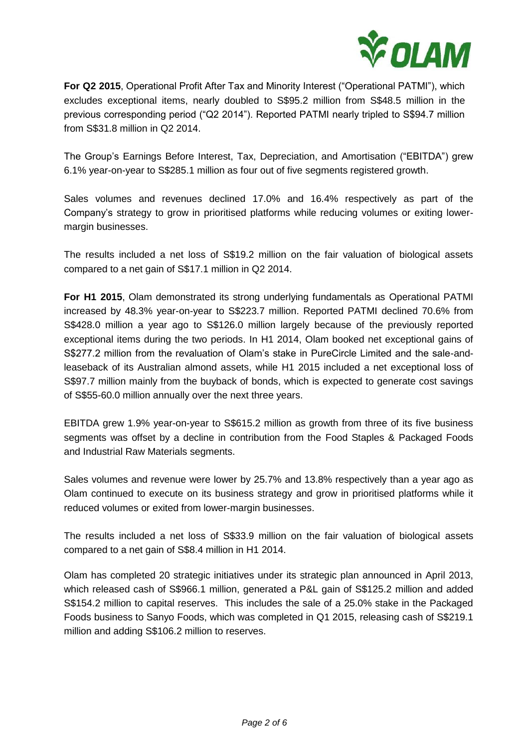**For Q2 2015**, Operational Profit After Tax and Minority Interest ("Operational PATMI"), which excludes exceptional items, nearly doubled to S$95.2 million from S$48.5 million in the previous corresponding period ("Q2 2014"). Reported PATMI nearly tripled to S$94.7 million from S$31.8 million in Q2 2014.

The Group's Earnings Before Interest, Tax, Depreciation, and Amortisation ("EBITDA") grew 6.1% year-on-year to S$285.1 million as four out of five segments registered growth.

Sales volumes and revenues declined 17.0% and 16.4% respectively as part of the Company's strategy to grow in prioritised platforms while reducing volumes or exiting lower-margin businesses.

The results included a net loss of S$19.2 million on the fair valuation of biological assets compared to a net gain of S$17.1 million in Q2 2014.

**For H1 2015**, Olam demonstrated its strong underlying fundamentals as Operational PATMI increased by 48.3% year-on-year to S$223.7 million. Reported PATMI declined 70.6% from S$428.0 million a year ago to S$126.0 million largely because of the previously reported exceptional items during the two periods. In H1 2014, Olam booked net exceptional gains of S$277.2 million from the revaluation of Olam's stake in PureCircle Limited and the sale-and-leaseback of its Australian almond assets, while H1 2015 included a net exceptional loss of S$97.7 million mainly from the buyback of bonds, which is expected to generate cost savings of S$55-60.0 million annually over the next three years.

EBITDA grew 1.9% year-on-year to S$615.2 million as growth from three of its five business segments was offset by a decline in contribution from the Food Staples & Packaged Foods and Industrial Raw Materials segments.

Sales volumes and revenue were lower by 25.7% and 13.8% respectively than a year ago as Olam continued to execute on its business strategy and grow in prioritised platforms while it reduced volumes or exited from lower-margin businesses.

The results included a net loss of S$33.9 million on the fair valuation of biological assets compared to a net gain of S$8.4 million in H1 2014.

Olam has completed 20 strategic initiatives under its strategic plan announced in April 2013, which released cash of S$966.1 million, generated a P&L gain of S$125.2 million and added S$154.2 million to capital reserves. This includes the sale of a 25.0% stake in the Packaged Foods business to Sanyo Foods, which was completed in Q1 2015, releasing cash of S$219.1 million and adding S$106.2 million to reserves.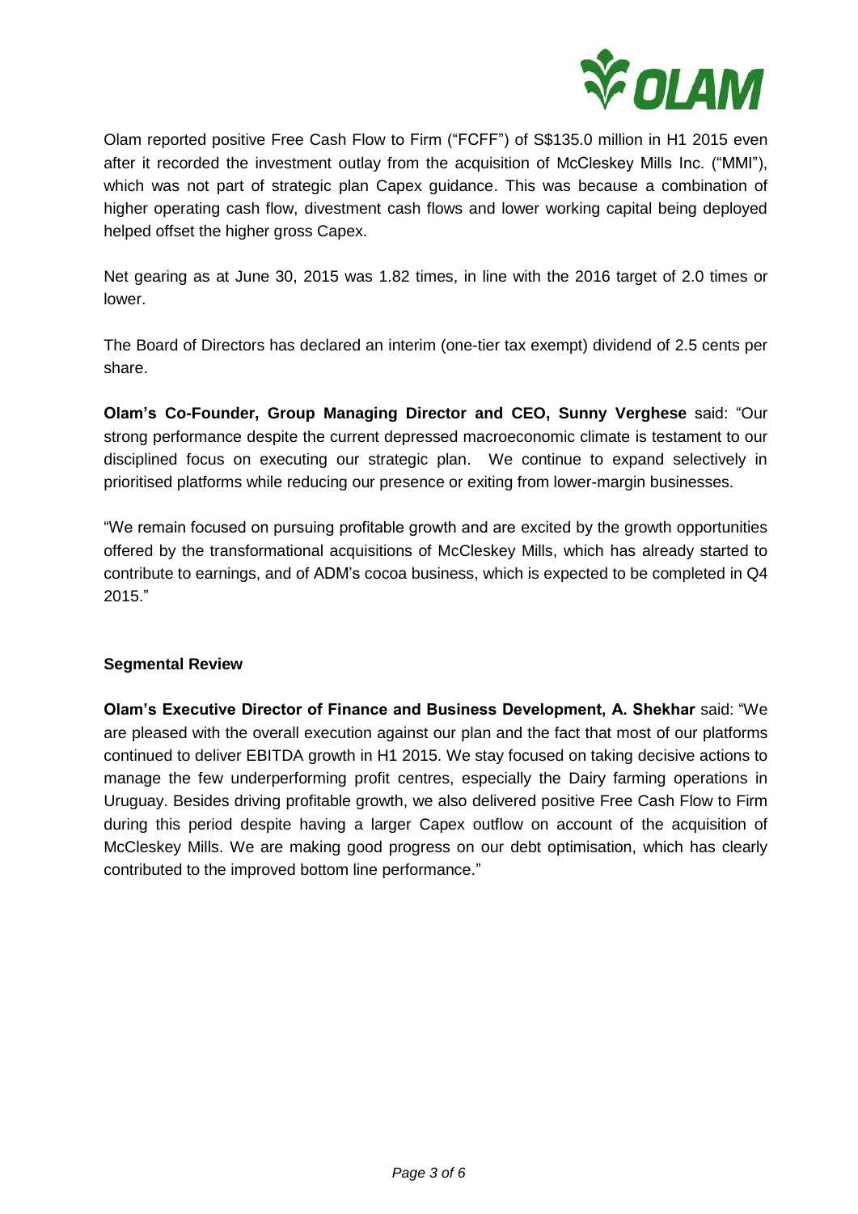Olam reported positive Free Cash Flow to Firm ("FCFF") of S$135.0 million in H1 2015 even after it recorded the investment outlay from the acquisition of McCleskey Mills Inc. ("MMI"), which was not part of strategic plan Capex guidance. This was because a combination of higher operating cash flow, divestment cash flows and lower working capital being deployed helped offset the higher gross Capex.

Net gearing as at June 30, 2015 was 1.82 times, in line with the 2016 target of 2.0 times or lower.

The Board of Directors has declared an interim (one-tier tax exempt) dividend of 2.5 cents per share.

**Olam's Co-Founder, Group Managing Director and CEO, Sunny Verghese** said: "Our strong performance despite the current depressed macroeconomic climate is testament to our disciplined focus on executing our strategic plan. We continue to expand selectively in prioritised platforms while reducing our presence or exiting from lower-margin businesses.

"We remain focused on pursuing profitable growth and are excited by the growth opportunities offered by the transformational acquisitions of McCleskey Mills, which has already started to contribute to earnings, and of ADM's cocoa business, which is expected to be completed in Q4 2015."

**Segmental Review**

**Olam's Executive Director of Finance and Business Development, A. Shekhar** said: "We are pleased with the overall execution against our plan and the fact that most of our platforms continued to deliver EBITDA growth in H1 2015. We stay focused on taking decisive actions to manage the few underperforming profit centres, especially the Dairy farming operations in Uruguay. Besides driving profitable growth, we also delivered positive Free Cash Flow to Firm during this period despite having a larger Capex outflow on account of the acquisition of McCleskey Mills. We are making good progress on our debt optimisation, which has clearly contributed to the improved bottom line performance."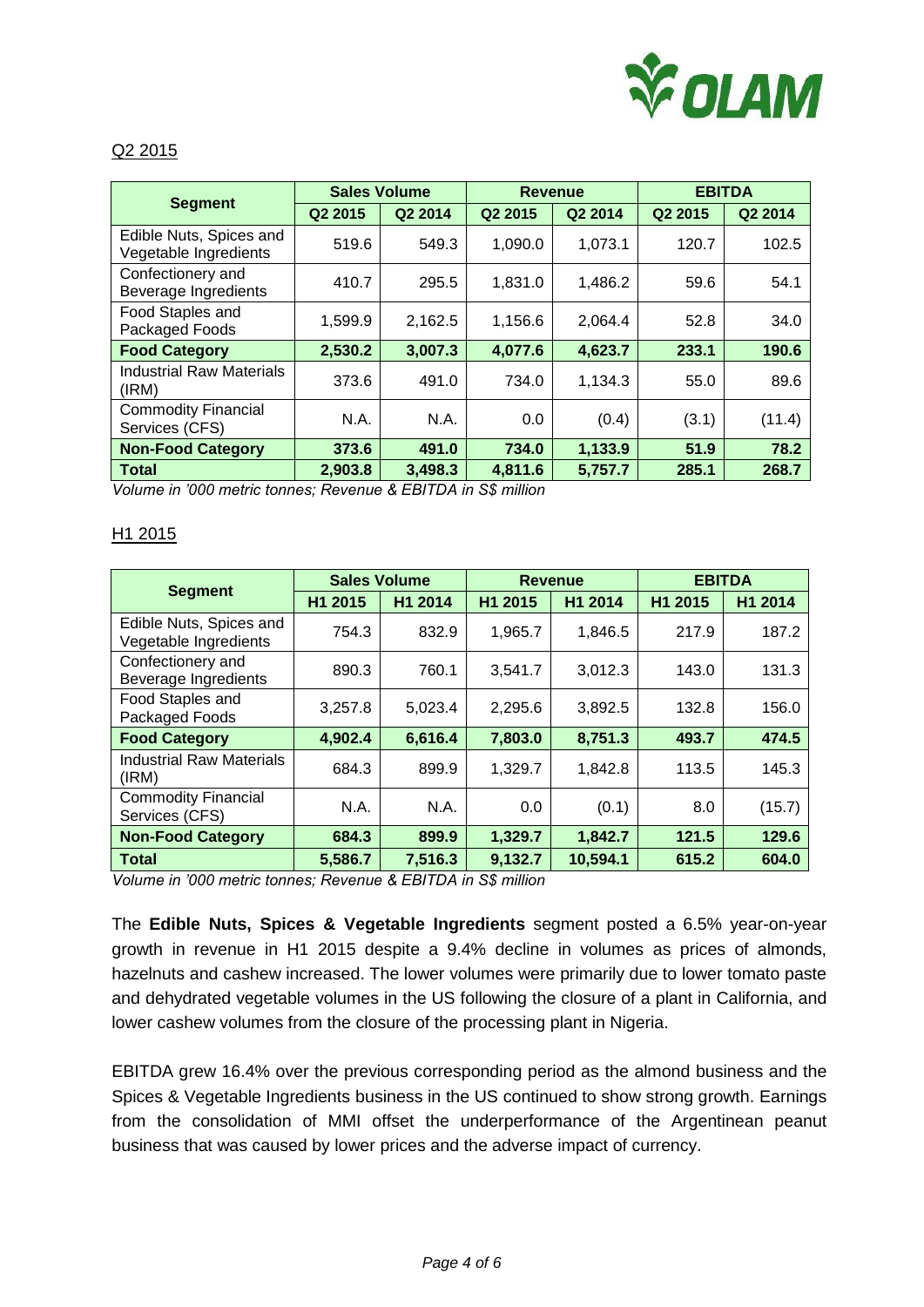Q2 2015

| Segment | Sales Volume | | Revenue | | EBITDA | |
|---|---|---|---|---|---|---|
| | Q2 2015 | Q2 2014 | Q2 2015 | Q2 2014 | Q2 2015 | Q2 2014 |
| Edible Nuts, Spices and Vegetable Ingredients | 519.6 | 549.3 | 1,090.0 | 1,073.1 | 120.7 | 102.5 |
| Confectionery and Beverage Ingredients | 410.7 | 295.5 | 1,831.0 | 1,486.2 | 59.6 | 54.1 |
| Food Staples and Packaged Foods | 1,599.9 | 2,162.5 | 1,156.6 | 2,064.4 | 52.8 | 34.0 |
| **Food Category** | **2,530.2** | **3,007.3** | **4,077.6** | **4,623.7** | **233.1** | **190.6** |
| Industrial Raw Materials (IRM) | 373.6 | 491.0 | 734.0 | 1,134.3 | 55.0 | 89.6 |
| Commodity Financial Services (CFS) | N.A. | N.A. | 0.0 | (0.4) | (3.1) | (11.4) |
| **Non-Food Category** | **373.6** | **491.0** | **734.0** | **1,133.9** | **51.9** | **78.2** |
| **Total** | **2,903.8** | **3,498.3** | **4,811.6** | **5,757.7** | **285.1** | **268.7** |

*Volume in '000 metric tonnes; Revenue & EBITDA in S$ million*

H1 2015

| Segment | Sales Volume | | Revenue | | EBITDA | |
|---|---|---|---|---|---|---|
| | H1 2015 | H1 2014 | H1 2015 | H1 2014 | H1 2015 | H1 2014 |
| Edible Nuts, Spices and Vegetable Ingredients | 754.3 | 832.9 | 1,965.7 | 1,846.5 | 217.9 | 187.2 |
| Confectionery and Beverage Ingredients | 890.3 | 760.1 | 3,541.7 | 3,012.3 | 143.0 | 131.3 |
| Food Staples and Packaged Foods | 3,257.8 | 5,023.4 | 2,295.6 | 3,892.5 | 132.8 | 156.0 |
| **Food Category** | **4,902.4** | **6,616.4** | **7,803.0** | **8,751.3** | **493.7** | **474.5** |
| Industrial Raw Materials (IRM) | 684.3 | 899.9 | 1,329.7 | 1,842.8 | 113.5 | 145.3 |
| Commodity Financial Services (CFS) | N.A. | N.A. | 0.0 | (0.1) | 8.0 | (15.7) |
| **Non-Food Category** | **684.3** | **899.9** | **1,329.7** | **1,842.7** | **121.5** | **129.6** |
| **Total** | **5,586.7** | **7,516.3** | **9,132.7** | **10,594.1** | **615.2** | **604.0** |

*Volume in '000 metric tonnes; Revenue & EBITDA in S$ million*

The **Edible Nuts, Spices & Vegetable Ingredients** segment posted a 6.5% year-on-year growth in revenue in H1 2015 despite a 9.4% decline in volumes as prices of almonds, hazelnuts and cashew increased. The lower volumes were primarily due to lower tomato paste and dehydrated vegetable volumes in the US following the closure of a plant in California, and lower cashew volumes from the closure of the processing plant in Nigeria.

EBITDA grew 16.4% over the previous corresponding period as the almond business and the Spices & Vegetable Ingredients business in the US continued to show strong growth. Earnings from the consolidation of MMI offset the underperformance of the Argentinean peanut business that was caused by lower prices and the adverse impact of currency.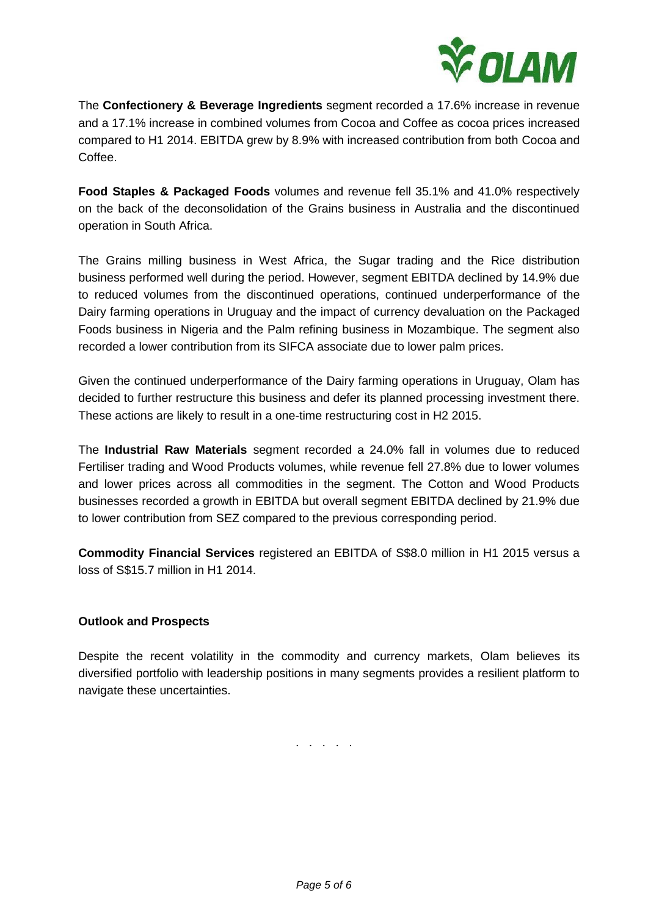The **Confectionery & Beverage Ingredients** segment recorded a 17.6% increase in revenue and a 17.1% increase in combined volumes from Cocoa and Coffee as cocoa prices increased compared to H1 2014. EBITDA grew by 8.9% with increased contribution from both Cocoa and Coffee.

**Food Staples & Packaged Foods** volumes and revenue fell 35.1% and 41.0% respectively on the back of the deconsolidation of the Grains business in Australia and the discontinued operation in South Africa.

The Grains milling business in West Africa, the Sugar trading and the Rice distribution business performed well during the period. However, segment EBITDA declined by 14.9% due to reduced volumes from the discontinued operations, continued underperformance of the Dairy farming operations in Uruguay and the impact of currency devaluation on the Packaged Foods business in Nigeria and the Palm refining business in Mozambique. The segment also recorded a lower contribution from its SIFCA associate due to lower palm prices.

Given the continued underperformance of the Dairy farming operations in Uruguay, Olam has decided to further restructure this business and defer its planned processing investment there. These actions are likely to result in a one-time restructuring cost in H2 2015.

The **Industrial Raw Materials** segment recorded a 24.0% fall in volumes due to reduced Fertiliser trading and Wood Products volumes, while revenue fell 27.8% due to lower volumes and lower prices across all commodities in the segment. The Cotton and Wood Products businesses recorded a growth in EBITDA but overall segment EBITDA declined by 21.9% due to lower contribution from SEZ compared to the previous corresponding period.

**Commodity Financial Services** registered an EBITDA of S$8.0 million in H1 2015 versus a loss of S$15.7 million in H1 2014.

**Outlook and Prospects**

Despite the recent volatility in the commodity and currency markets, Olam believes its diversified portfolio with leadership positions in many segments provides a resilient platform to navigate these uncertainties.

. . . . .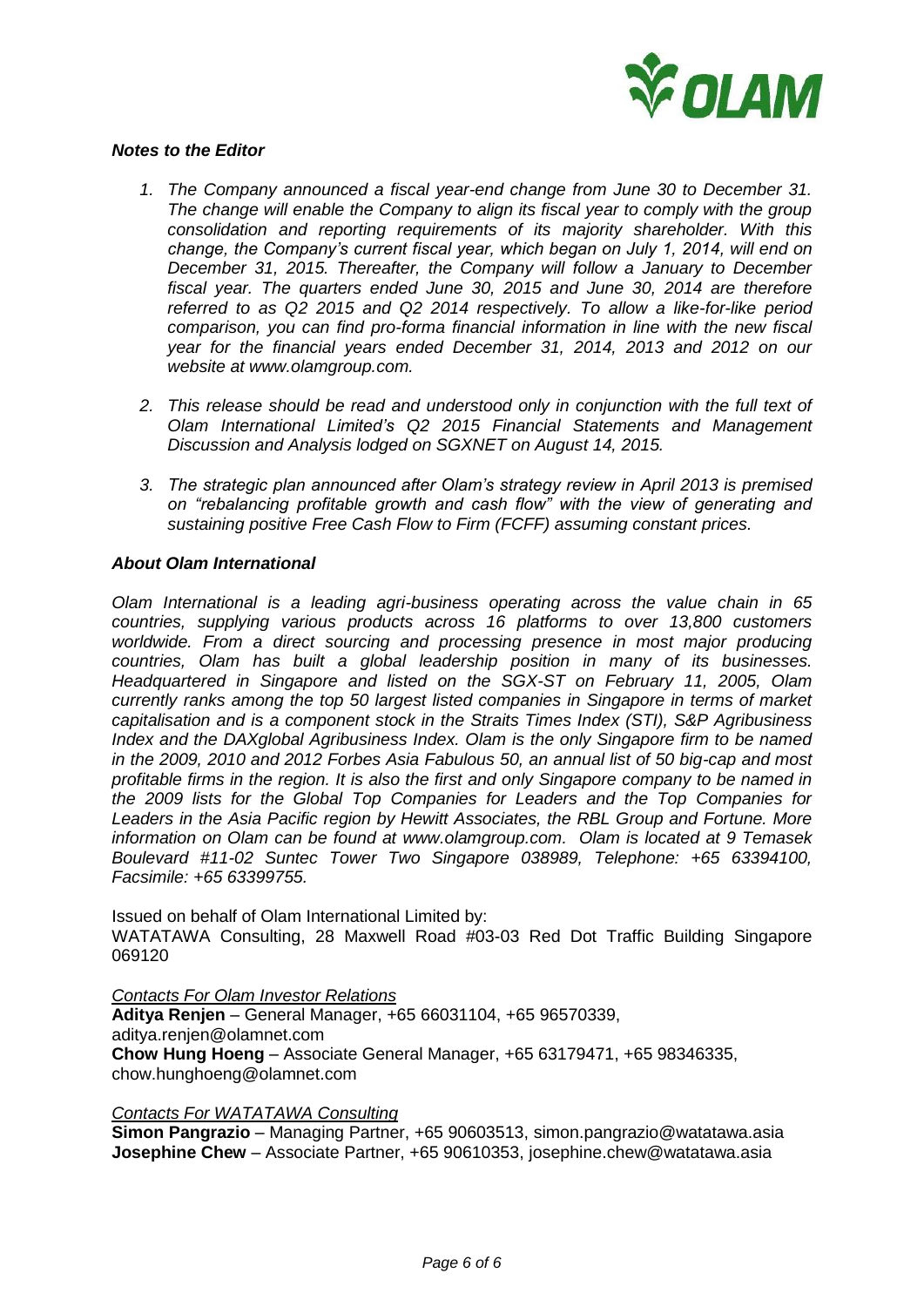### *Notes to the Editor*

1. *The Company announced a fiscal year-end change from June 30 to December 31. The change will enable the Company to align its fiscal year to comply with the group consolidation and reporting requirements of its majority shareholder. With this change, the Company's current fiscal year, which began on July 1, 2014, will end on December 31, 2015. Thereafter, the Company will follow a January to December fiscal year. The quarters ended June 30, 2015 and June 30, 2014 are therefore referred to as Q2 2015 and Q2 2014 respectively. To allow a like-for-like period comparison, you can find pro-forma financial information in line with the new fiscal year for the financial years ended December 31, 2014, 2013 and 2012 on our website at www.olamgroup.com.*

2. *This release should be read and understood only in conjunction with the full text of Olam International Limited's Q2 2015 Financial Statements and Management Discussion and Analysis lodged on SGXNET on August 14, 2015.*

3. *The strategic plan announced after Olam's strategy review in April 2013 is premised on "rebalancing profitable growth and cash flow" with the view of generating and sustaining positive Free Cash Flow to Firm (FCFF) assuming constant prices.*

### *About Olam International*

*Olam International is a leading agri-business operating across the value chain in 65 countries, supplying various products across 16 platforms to over 13,800 customers worldwide. From a direct sourcing and processing presence in most major producing countries, Olam has built a global leadership position in many of its businesses. Headquartered in Singapore and listed on the SGX-ST on February 11, 2005, Olam currently ranks among the top 50 largest listed companies in Singapore in terms of market capitalisation and is a component stock in the Straits Times Index (STI), S&P Agribusiness Index and the DAXglobal Agribusiness Index. Olam is the only Singapore firm to be named in the 2009, 2010 and 2012 Forbes Asia Fabulous 50, an annual list of 50 big-cap and most profitable firms in the region. It is also the first and only Singapore company to be named in the 2009 lists for the Global Top Companies for Leaders and the Top Companies for Leaders in the Asia Pacific region by Hewitt Associates, the RBL Group and Fortune. More information on Olam can be found at www.olamgroup.com. Olam is located at 9 Temasek Boulevard #11-02 Suntec Tower Two Singapore 038989, Telephone: +65 63394100, Facsimile: +65 63399755.*

Issued on behalf of Olam International Limited by:
WATATAWA Consulting, 28 Maxwell Road #03-03 Red Dot Traffic Building Singapore 069120

*Contacts For Olam Investor Relations*

**Aditya Renjen** – General Manager, +65 66031104, +65 96570339, aditya.renjen@olamnet.com
**Chow Hung Hoeng** – Associate General Manager, +65 63179471, +65 98346335, chow.hunghoeng@olamnet.com

*Contacts For WATATAWA Consulting*

**Simon Pangrazio** – Managing Partner, +65 90603513, simon.pangrazio@watatawa.asia
**Josephine Chew** – Associate Partner, +65 90610353, josephine.chew@watatawa.asia